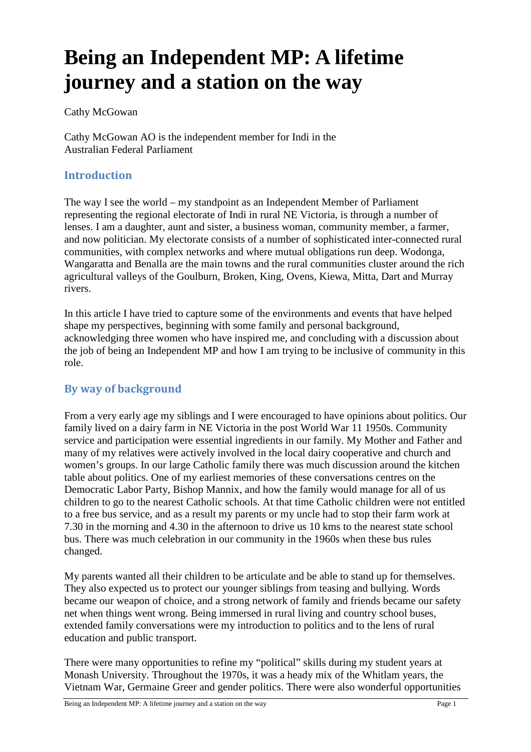# Being an Independent MP: A lifetime journey and a station on the way

Cathy McGowan

Cathy McGowan AO is the independent member for Indi in the Australian Federal Parliament

## Introduction

The way I see the world – my standpoint as an Independent Member of Parliament representing the regional electorate of Indi in rural NE Victoria, is through a number of lenses. I am a daughter, aunt and sister, a business woman, community member, a farmer, and now politician. My electorate consists of a number of sophisticated inter-connected rural communities, with complex networks and where mutual obligations run deep. Wodonga, Wangaratta and Benalla are the main towns and the rural communities cluster around the rich agricultural valleys of the Goulburn, Broken, King, Ovens, Kiewa, Mitta, Dart and Murray rivers.

In this article I have tried to capture some of the environments and events that have helped shape my perspectives, beginning with some family and personal background, acknowledging three women who have inspired me, and concluding with a discussion about the job of being an Independent MP and how I am trying to be inclusive of community in this role.

## By way of background

From a very early age my siblings and I were encouraged to have opinions about politics. Our family lived on a dairy farm in NE Victoria in the post World War 11 1950s. Community service and participation were essential ingredients in our family. My Mother and Father and many of my relatives were actively involved in the local dairy cooperative and church and women's groups. In our large Catholic family there was much discussion around the kitchen table about politics. One of my earliest memories of these conversations centres on the Democratic Labor Party, Bishop Mannix, and how the family would manage for all of us children to go to the nearest Catholic schools. At that time Catholic children were not entitled to a free bus service, and as a result my parents or my uncle had to stop their farm work at 7.30 in the morning and 4.30 in the afternoon to drive us 10 kms to the nearest state school bus. There was much celebration in our community in the 1960s when these bus rules changed.

My parents wanted all their children to be articulate and be able to stand up for themselves. They also expected us to protect our younger siblings from teasing and bullying. Words became our weapon of choice, and a strong network of family and friends became our safety net when things went wrong. Being immersed in rural living and country school buses, extended family conversations were my introduction to politics and to the lens of rural education and public transport.

There were many opportunities to refine my "political" skills during my student years at Monash University. Throughout the 1970s, it was a heady mix of the Whitlam years, the Vietnam War, Germaine Greer and gender politics. There were also wonderful opportunities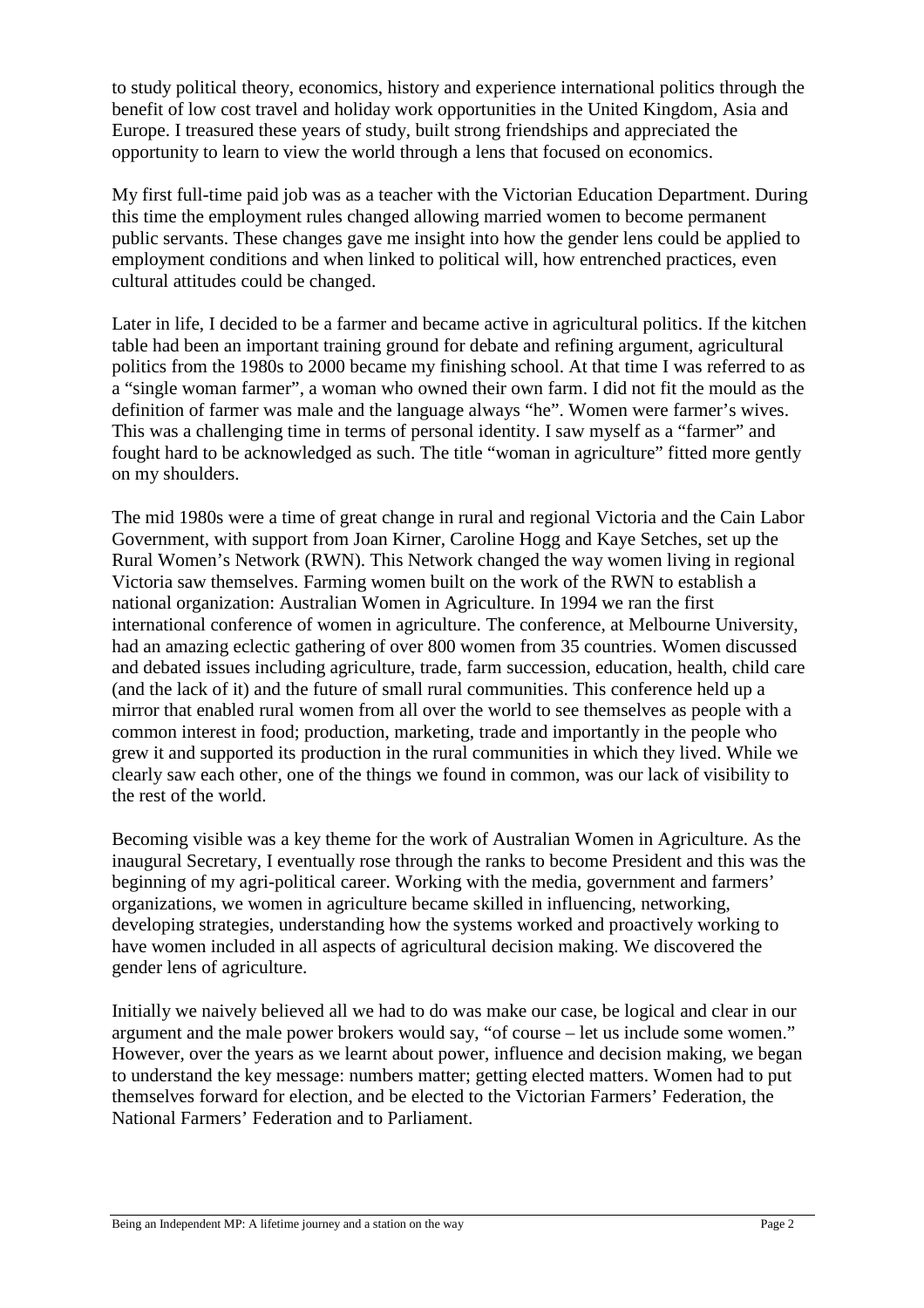to study political theory, economics, history and experience international politics through the benefit of low cost travel and holiday work opportunities in the United Kingdom, Asia and Europe. I treasured these years of study, built strong friendships and appreciated the opportunity to learn to view the world through a lens that focused on economics.

My first full-time paid job was as a teacher with the Victorian Education Department. During this time the employment rules changed allowing married women to become permanent public servants. These changes gave me insight into how the gender lens could be applied to employment conditions and when linked to political will, how entrenched practices, even cultural attitudes could be changed.

Later in life, I decided to be a farmer and became active in agricultural politics. If the kitchen table had been an important training ground for debate and refining argument, agricultural politics from the 1980s to 2000 became my finishing school. At that time I was referred to as a "single woman farmer", a woman who owned their own farm. I did not fit the mould as the definition of farmer was male and the language always "he". Women were farmer's wives. This was a challenging time in terms of personal identity. I saw myself as a "farmer" and fought hard to be acknowledged as such. The title "woman in agriculture" fitted more gently on my shoulders.

The mid 1980s were a time of great change in rural and regional Victoria and the Cain Labor Government, with support from Joan Kirner, Caroline Hogg and Kaye Setches, set up the Rural Women's Network (RWN). This Network changed the way women living in regional Victoria saw themselves. Farming women built on the work of the RWN to establish a national organization: Australian Women in Agriculture. In 1994 we ran the first international conference of women in agriculture. The conference, at Melbourne University, had an amazing eclectic gathering of over 800 women from 35 countries. Women discussed and debated issues including agriculture, trade, farm succession, education, health, child care (and the lack of it) and the future of small rural communities. This conference held up a mirror that enabled rural women from all over the world to see themselves as people with a common interest in food; production, marketing, trade and importantly in the people who grew it and supported its production in the rural communities in which they lived. While we clearly saw each other, one of the things we found in common, was our lack of visibility to the rest of the world.

Becoming visible was a key theme for the work of Australian Women in Agriculture. As the inaugural Secretary, I eventually rose through the ranks to become President and this was the beginning of my agri-political career. Working with the media, government and farmers' organizations, we women in agriculture became skilled in influencing, networking, developing strategies, understanding how the systems worked and proactively working to have women included in all aspects of agricultural decision making. We discovered the gender lens of agriculture.

Initially we naively believed all we had to do was make our case, be logical and clear in our argument and the male power brokers would say, "of course – let us include some women." However, over the years as we learnt about power, influence and decision making, we began to understand the key message: numbers matter; getting elected matters. Women had to put themselves forward for election, and be elected to the Victorian Farmers' Federation, the National Farmers' Federation and to Parliament.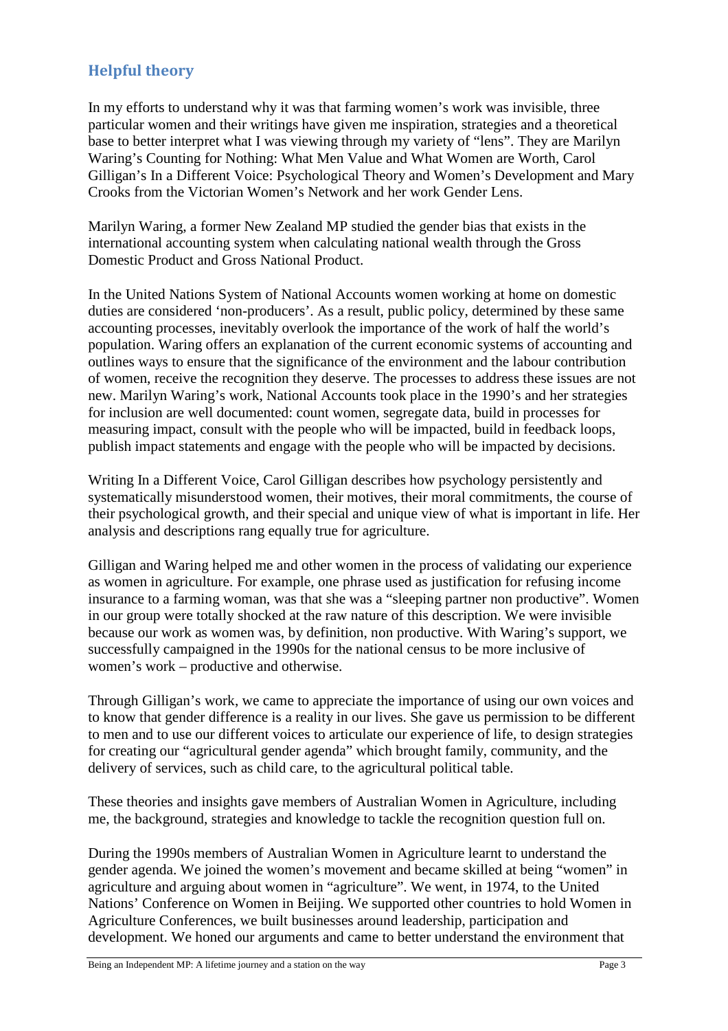## Helpful theory

In my efforts to understand why it was that farming women's work was invisible, three particular women and their writings have given me inspiration, strategies and a theoretical base to better interpret what I was viewing through my variety of "lens". They are Marilyn Waring's Counting for Nothing: What Men Value and What Women are Worth, Carol Gilligan's In a Different Voice: Psychological Theory and Women's Development and Mary Crooks from the Victorian Women's Network and her work Gender Lens.

Marilyn Waring, a former New Zealand MP studied the gender bias that exists in the international accounting system when calculating national wealth through the Gross Domestic Product and Gross National Product.

In the United Nations System of National Accounts women working at home on domestic duties are considered 'non-producers'. As a result, public policy, determined by these same accounting processes, inevitably overlook the importance of the work of half the world's population. Waring offers an explanation of the current economic systems of accounting and outlines ways to ensure that the significance of the environment and the labour contribution of women, receive the recognition they deserve. The processes to address these issues are not new. Marilyn Waring's work, National Accounts took place in the 1990's and her strategies for inclusion are well documented: count women, segregate data, build in processes for measuring impact, consult with the people who will be impacted, build in feedback loops, publish impact statements and engage with the people who will be impacted by decisions.

Writing In a Different Voice, Carol Gilligan describes how psychology persistently and systematically misunderstood women, their motives, their moral commitments, the course of their psychological growth, and their special and unique view of what is important in life. Her analysis and descriptions rang equally true for agriculture.

Gilligan and Waring helped me and other women in the process of validating our experience as women in agriculture. For example, one phrase used as justification for refusing income insurance to a farming woman, was that she was a "sleeping partner non productive". Women in our group were totally shocked at the raw nature of this description. We were invisible because our work as women was, by definition, non productive. With Waring's support, we successfully campaigned in the 1990s for the national census to be more inclusive of women's work – productive and otherwise.

Through Gilligan's work, we came to appreciate the importance of using our own voices and to know that gender difference is a reality in our lives. She gave us permission to be different to men and to use our different voices to articulate our experience of life, to design strategies for creating our "agricultural gender agenda" which brought family, community, and the delivery of services, such as child care, to the agricultural political table.

These theories and insights gave members of Australian Women in Agriculture, including me, the background, strategies and knowledge to tackle the recognition question full on.

During the 1990s members of Australian Women in Agriculture learnt to understand the gender agenda. We joined the women's movement and became skilled at being "women" in agriculture and arguing about women in "agriculture". We went, in 1974, to the United Nations' Conference on Women in Beijing. We supported other countries to hold Women in Agriculture Conferences, we built businesses around leadership, participation and development. We honed our arguments and came to better understand the environment that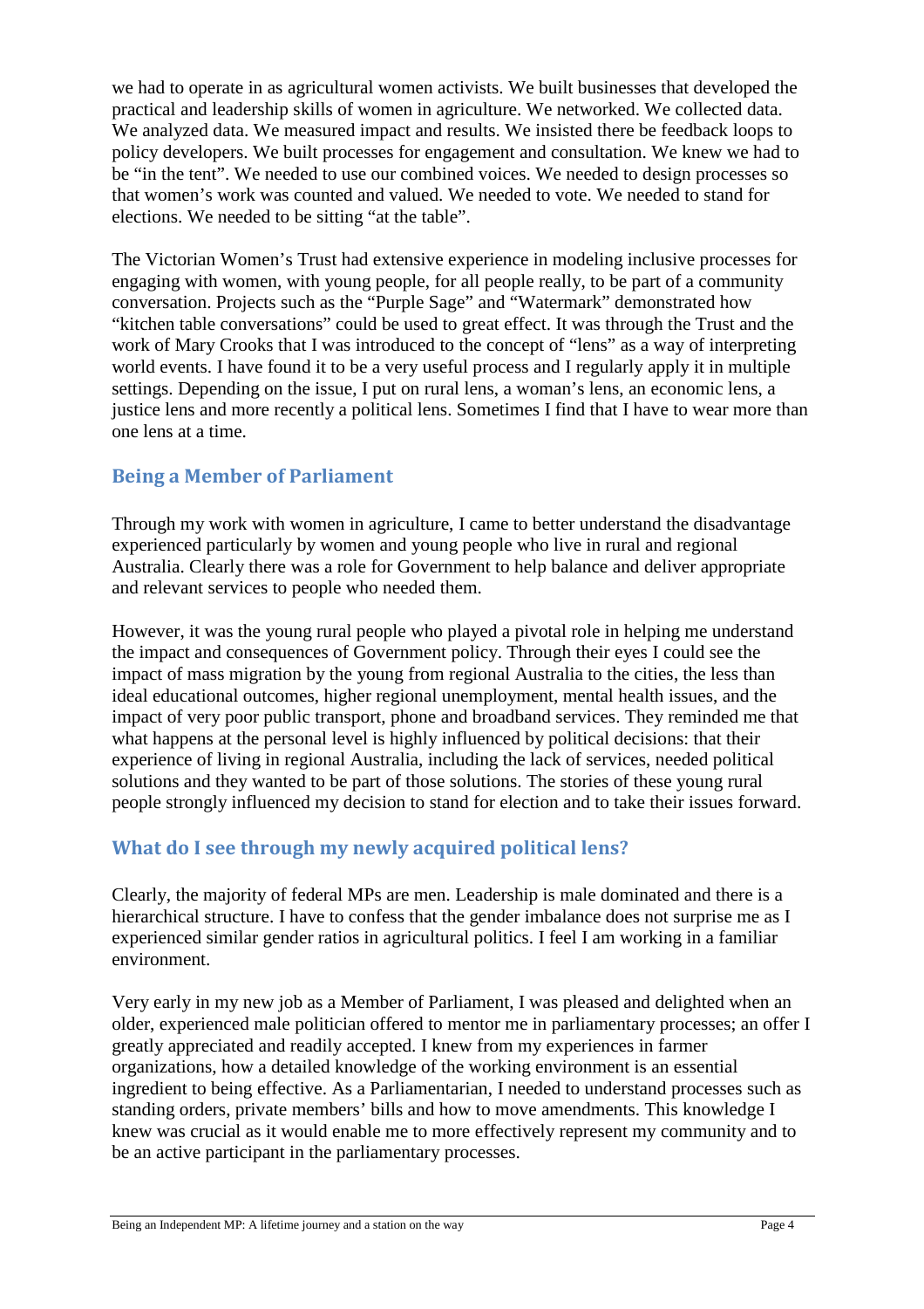we had to operate in as agricultural women activists. We built businesses that developed the practical and leadership skills of women in agriculture. We networked. We collected data. We analyzed data. We measured impact and results. We insisted there be feedback loops to policy developers. We built processes for engagement and consultation. We knew we had to be "in the tent". We needed to use our combined voices. We needed to design processes so that women's work was counted and valued. We needed to vote. We needed to stand for elections. We needed to be sitting "at the table".

The Victorian Women's Trust had extensive experience in modeling inclusive processes for engaging with women, with young people, for all people really, to be part of a community conversation. Projects such as the "Purple Sage" and "Watermark" demonstrated how "kitchen table conversations" could be used to great effect. It was through the Trust and the work of Mary Crooks that I was introduced to the concept of "lens" as a way of interpreting world events. I have found it to be a very useful process and I regularly apply it in multiple settings. Depending on the issue, I put on rural lens, a woman's lens, an economic lens, a justice lens and more recently a political lens. Sometimes I find that I have to wear more than one lens at a time.

## Being a Member of Parliament

Through my work with women in agriculture, I came to better understand the disadvantage experienced particularly by women and young people who live in rural and regional Australia. Clearly there was a role for Government to help balance and deliver appropriate and relevant services to people who needed them.

However, it was the young rural people who played a pivotal role in helping me understand the impact and consequences of Government policy. Through their eyes I could see the impact of mass migration by the young from regional Australia to the cities, the less than ideal educational outcomes, higher regional unemployment, mental health issues, and the impact of very poor public transport, phone and broadband services. They reminded me that what happens at the personal level is highly influenced by political decisions: that their experience of living in regional Australia, including the lack of services, needed political solutions and they wanted to be part of those solutions. The stories of these young rural people strongly influenced my decision to stand for election and to take their issues forward.

## What do I see through my newly acquired political lens?

Clearly, the majority of federal MPs are men. Leadership is male dominated and there is a hierarchical structure. I have to confess that the gender imbalance does not surprise me as I experienced similar gender ratios in agricultural politics. I feel I am working in a familiar environment.

Very early in my new job as a Member of Parliament, I was pleased and delighted when an older, experienced male politician offered to mentor me in parliamentary processes; an offer I greatly appreciated and readily accepted. I knew from my experiences in farmer organizations, how a detailed knowledge of the working environment is an essential ingredient to being effective. As a Parliamentarian, I needed to understand processes such as standing orders, private members' bills and how to move amendments. This knowledge I knew was crucial as it would enable me to more effectively represent my community and to be an active participant in the parliamentary processes.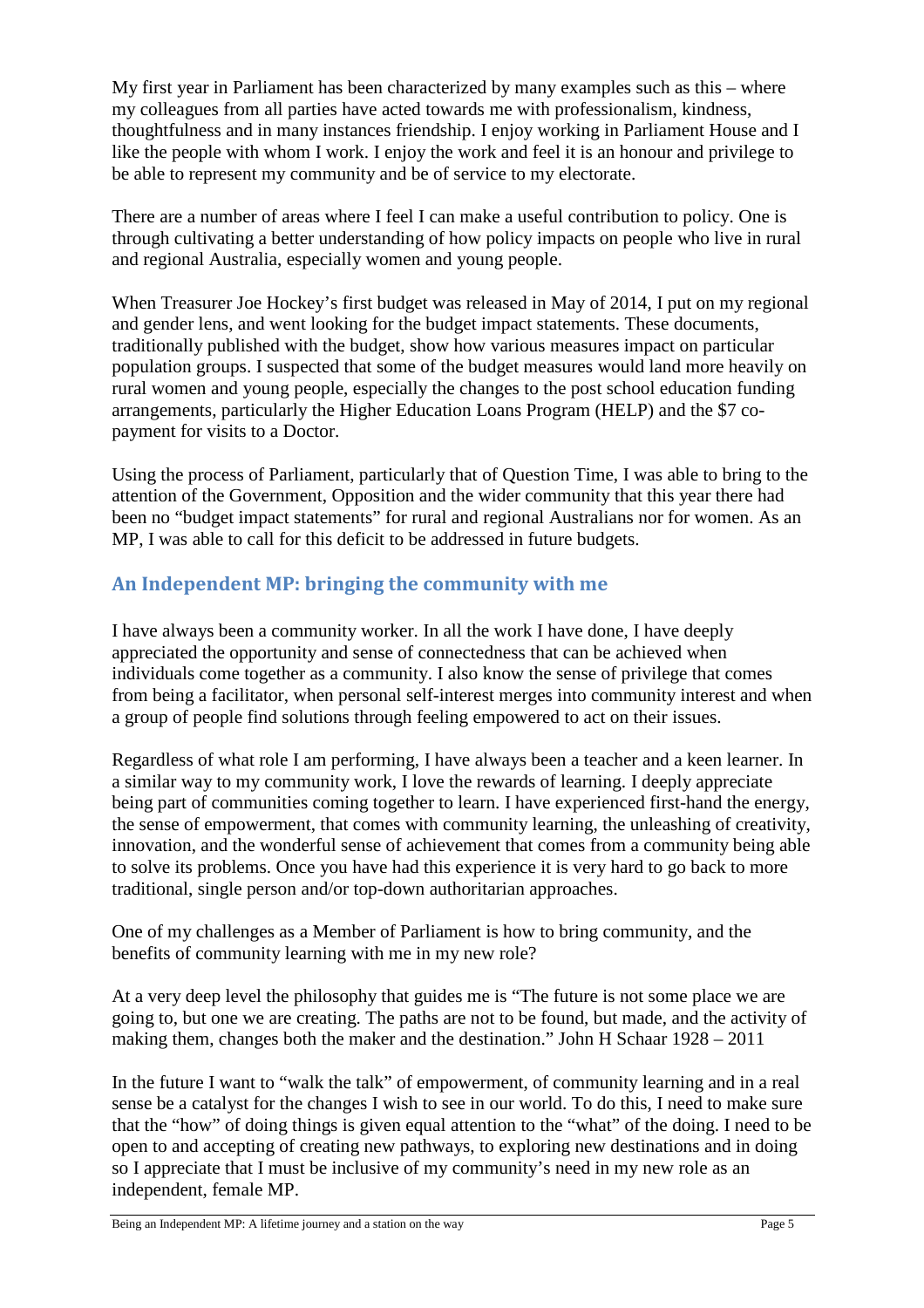My first year in Parliament has been characterized by many examples such as this – where my colleagues from all parties have acted towards me with professionalism, kindness, thoughtfulness and in many instances friendship. I enjoy working in Parliament House and I like the people with whom I work. I enjoy the work and feel it is an honour and privilege to be able to represent my community and be of service to my electorate.

There are a number of areas where I feel I can make a useful contribution to policy. One is through cultivating a better understanding of how policy impacts on people who live in rural and regional Australia, especially women and young people.

When Treasurer Joe Hockey's first budget was released in May of 2014, I put on my regional and gender lens, and went looking for the budget impact statements. These documents, traditionally published with the budget, show how various measures impact on particular population groups. I suspected that some of the budget measures would land more heavily on rural women and young people, especially the changes to the post school education funding arrangements, particularly the Higher Education Loans Program (HELP) and the $7 co-payment for visits to a Doctor.

Using the process of Parliament, particularly that of Question Time, I was able to bring to the attention of the Government, Opposition and the wider community that this year there had been no "budget impact statements" for rural and regional Australians nor for women. As an MP, I was able to call for this deficit to be addressed in future budgets.

## An Independent MP: bringing the community with me

I have always been a community worker. In all the work I have done, I have deeply appreciated the opportunity and sense of connectedness that can be achieved when individuals come together as a community. I also know the sense of privilege that comes from being a facilitator, when personal self-interest merges into community interest and when a group of people find solutions through feeling empowered to act on their issues.

Regardless of what role I am performing, I have always been a teacher and a keen learner. In a similar way to my community work, I love the rewards of learning. I deeply appreciate being part of communities coming together to learn. I have experienced first-hand the energy, the sense of empowerment, that comes with community learning, the unleashing of creativity, innovation, and the wonderful sense of achievement that comes from a community being able to solve its problems. Once you have had this experience it is very hard to go back to more traditional, single person and/or top-down authoritarian approaches.

One of my challenges as a Member of Parliament is how to bring community, and the benefits of community learning with me in my new role?

At a very deep level the philosophy that guides me is "The future is not some place we are going to, but one we are creating. The paths are not to be found, but made, and the activity of making them, changes both the maker and the destination." John H Schaar 1928 – 2011

In the future I want to "walk the talk" of empowerment, of community learning and in a real sense be a catalyst for the changes I wish to see in our world. To do this, I need to make sure that the "how" of doing things is given equal attention to the "what" of the doing. I need to be open to and accepting of creating new pathways, to exploring new destinations and in doing so I appreciate that I must be inclusive of my community's need in my new role as an independent, female MP.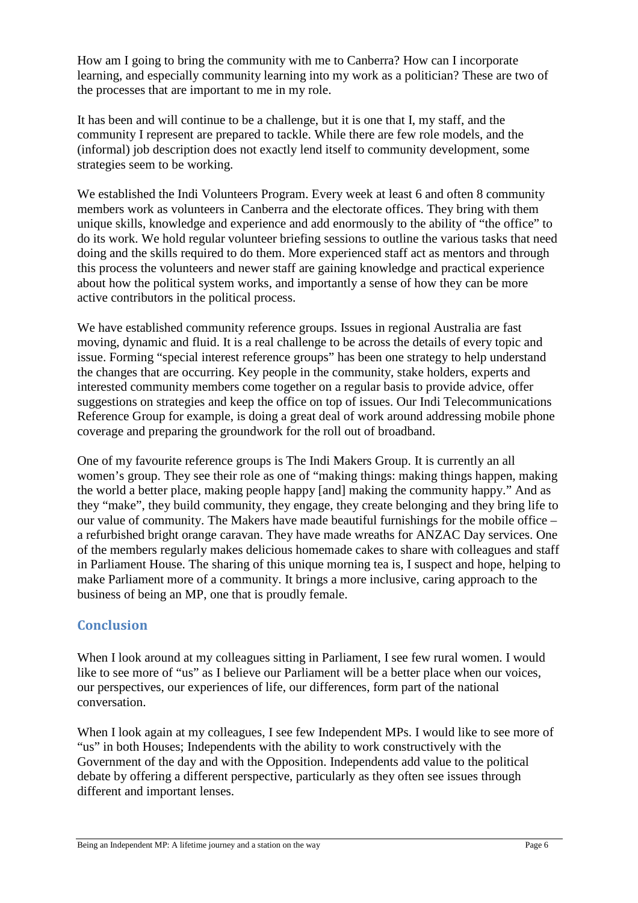How am I going to bring the community with me to Canberra? How can I incorporate learning, and especially community learning into my work as a politician? These are two of the processes that are important to me in my role.

It has been and will continue to be a challenge, but it is one that I, my staff, and the community I represent are prepared to tackle. While there are few role models, and the (informal) job description does not exactly lend itself to community development, some strategies seem to be working.

We established the Indi Volunteers Program. Every week at least 6 and often 8 community members work as volunteers in Canberra and the electorate offices. They bring with them unique skills, knowledge and experience and add enormously to the ability of "the office" to do its work. We hold regular volunteer briefing sessions to outline the various tasks that need doing and the skills required to do them. More experienced staff act as mentors and through this process the volunteers and newer staff are gaining knowledge and practical experience about how the political system works, and importantly a sense of how they can be more active contributors in the political process.

We have established community reference groups. Issues in regional Australia are fast moving, dynamic and fluid. It is a real challenge to be across the details of every topic and issue. Forming "special interest reference groups" has been one strategy to help understand the changes that are occurring. Key people in the community, stake holders, experts and interested community members come together on a regular basis to provide advice, offer suggestions on strategies and keep the office on top of issues. Our Indi Telecommunications Reference Group for example, is doing a great deal of work around addressing mobile phone coverage and preparing the groundwork for the roll out of broadband.

One of my favourite reference groups is The Indi Makers Group. It is currently an all women's group. They see their role as one of "making things: making things happen, making the world a better place, making people happy [and] making the community happy." And as they "make", they build community, they engage, they create belonging and they bring life to our value of community. The Makers have made beautiful furnishings for the mobile office – a refurbished bright orange caravan. They have made wreaths for ANZAC Day services. One of the members regularly makes delicious homemade cakes to share with colleagues and staff in Parliament House. The sharing of this unique morning tea is, I suspect and hope, helping to make Parliament more of a community. It brings a more inclusive, caring approach to the business of being an MP, one that is proudly female.

## Conclusion

When I look around at my colleagues sitting in Parliament, I see few rural women. I would like to see more of "us" as I believe our Parliament will be a better place when our voices, our perspectives, our experiences of life, our differences, form part of the national conversation.

When I look again at my colleagues, I see few Independent MPs. I would like to see more of "us" in both Houses; Independents with the ability to work constructively with the Government of the day and with the Opposition. Independents add value to the political debate by offering a different perspective, particularly as they often see issues through different and important lenses.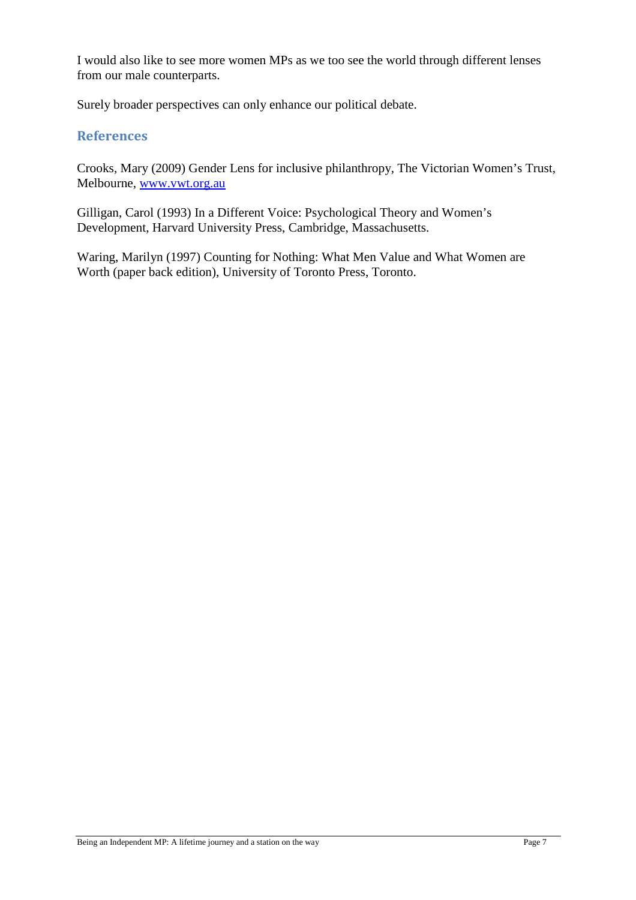I would also like to see more women MPs as we too see the world through different lenses from our male counterparts.

Surely broader perspectives can only enhance our political debate.

## References

Crooks, Mary (2009) Gender Lens for inclusive philanthropy, The Victorian Women's Trust, Melbourne, [www.vwt.org.au](http://www.vwt.org.au)

Gilligan, Carol (1993) In a Different Voice: Psychological Theory and Women's Development, Harvard University Press, Cambridge, Massachusetts.

Waring, Marilyn (1997) Counting for Nothing: What Men Value and What Women are Worth (paper back edition), University of Toronto Press, Toronto.